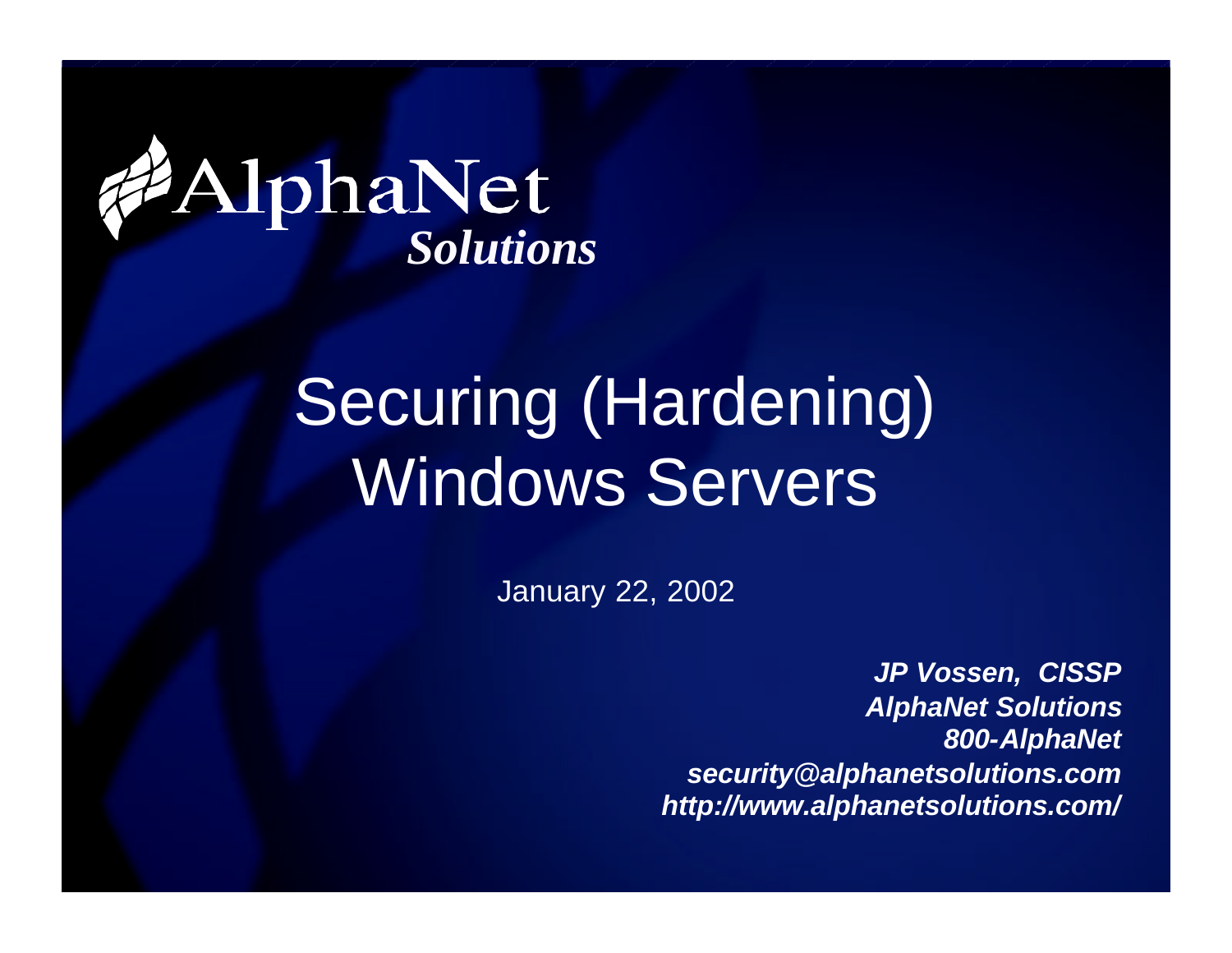AlphaNet
*Solutions*

# Securing (Hardening) Windows Servers

January 22, 2002

***JP Vossen, CISSP***
***AlphaNet Solutions***
***800-AlphaNet***
***security@alphanetsolutions.com***
***http://www.alphanetsolutions.com/***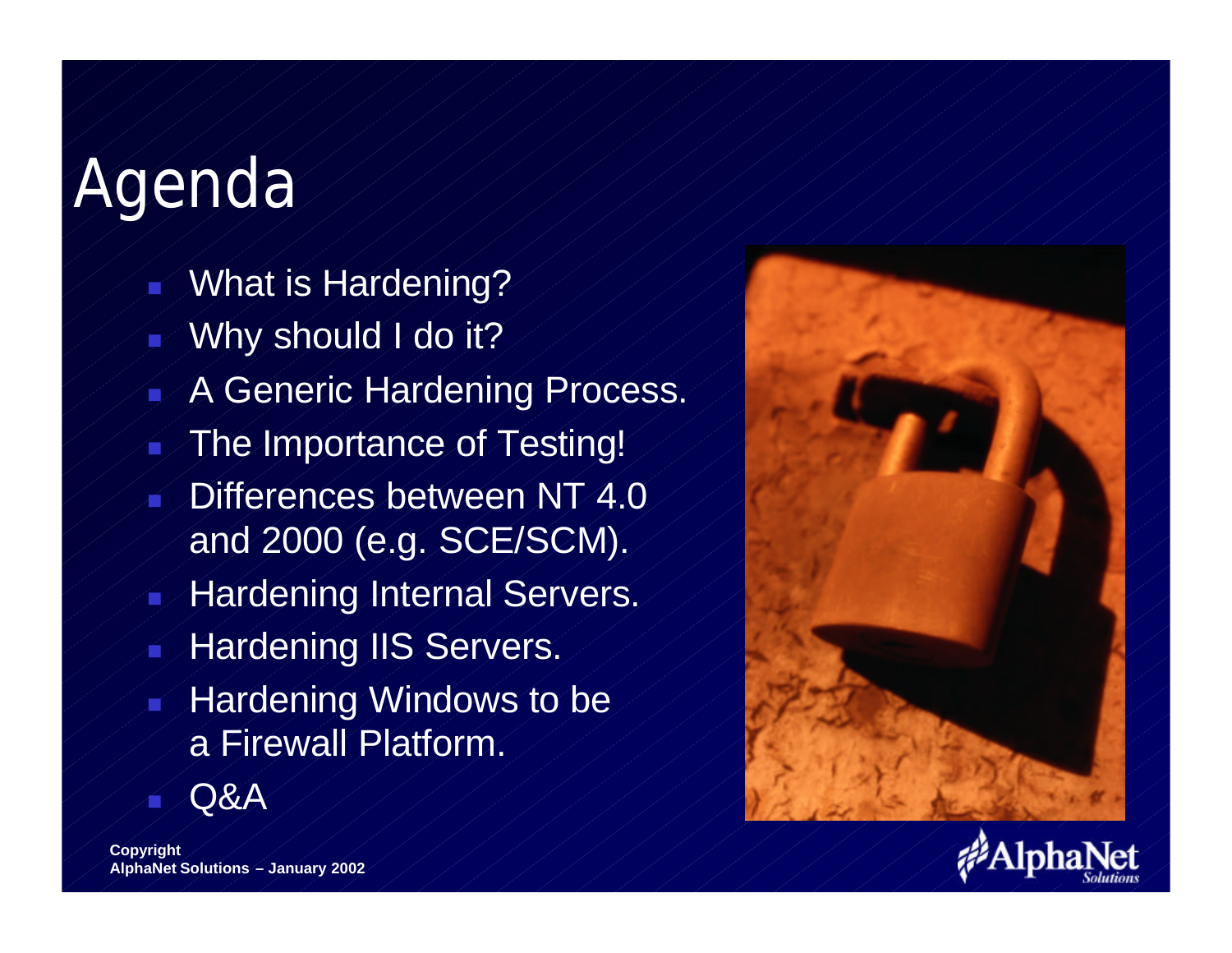# Agenda

- What is Hardening?
- Why should I do it?
- A Generic Hardening Process.
- The Importance of Testing!
- Differences between NT 4.0 and 2000 (e.g. SCE/SCM).
- Hardening Internal Servers.
- Hardening IIS Servers.
- Hardening Windows to be a Firewall Platform.
- Q&A

**Copyright**
**AlphaNet Solutions – January 2002**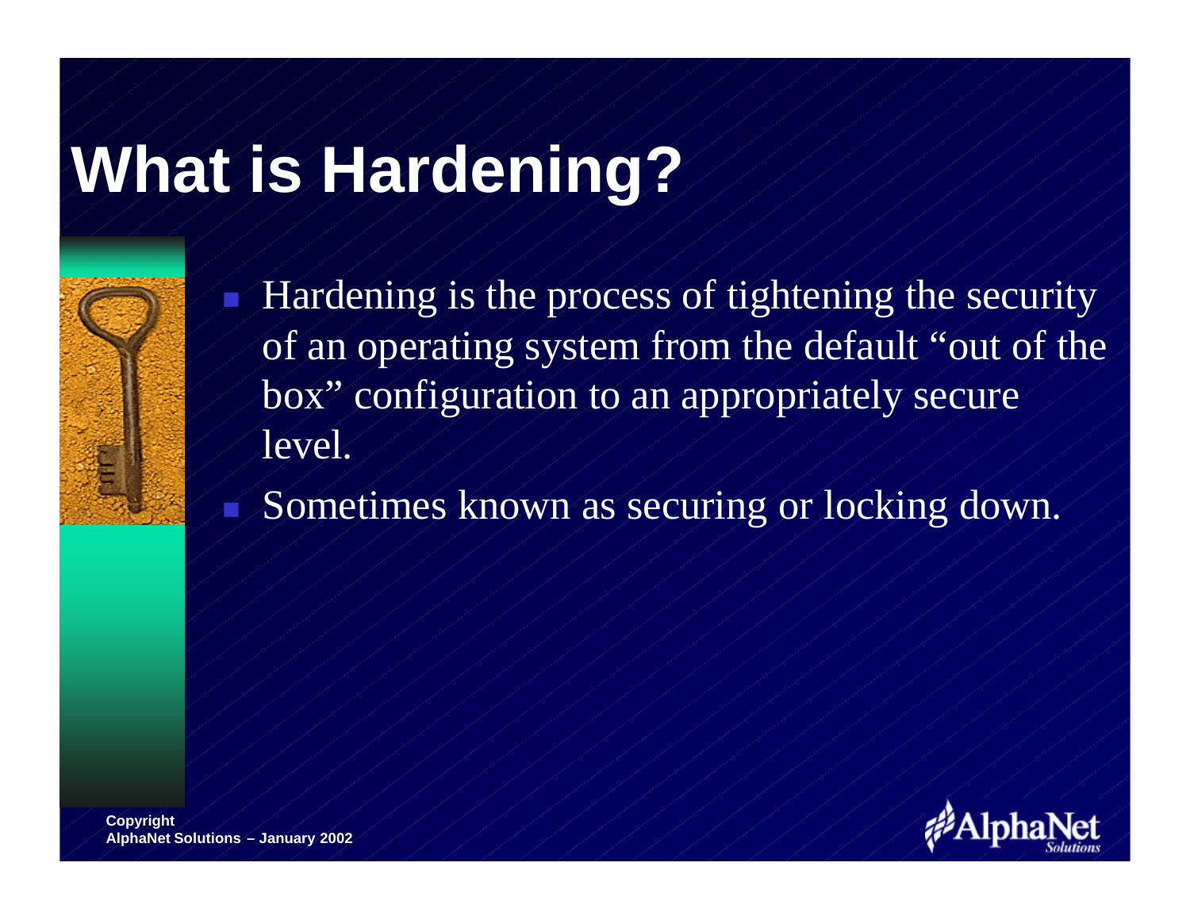# What is Hardening?

- Hardening is the process of tightening the security of an operating system from the default "out of the box" configuration to an appropriately secure level.
- Sometimes known as securing or locking down.

Copyright
AlphaNet Solutions – January 2002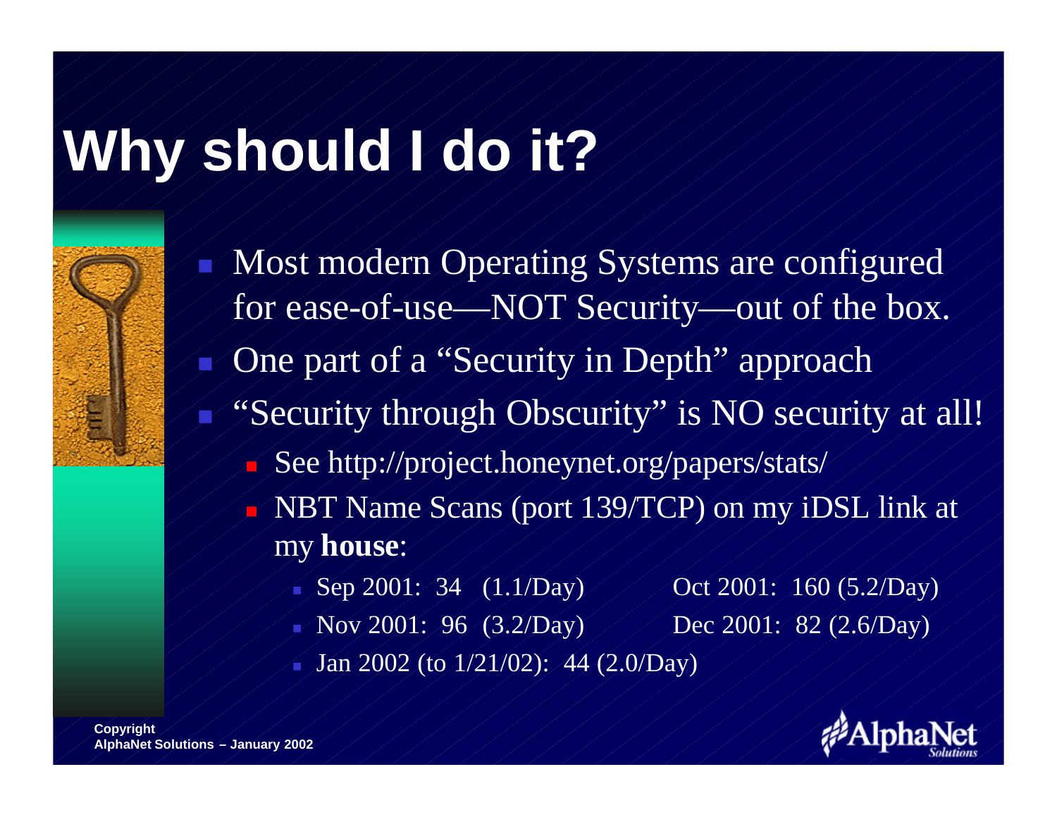# Why should I do it?

- Most modern Operating Systems are configured for ease-of-use—NOT Security—out of the box.
- One part of a "Security in Depth" approach
- "Security through Obscurity" is NO security at all!
  - See http://project.honeynet.org/papers/stats/
  - NBT Name Scans (port 139/TCP) on my iDSL link at my **house**:
    - Sep 2001: 34 (1.1/Day)
    - Oct 2001: 160 (5.2/Day)
    - Nov 2001: 96 (3.2/Day)
    - Dec 2001: 82 (2.6/Day)
    - Jan 2002 (to 1/21/02): 44 (2.0/Day)

Copyright
AlphaNet Solutions – January 2002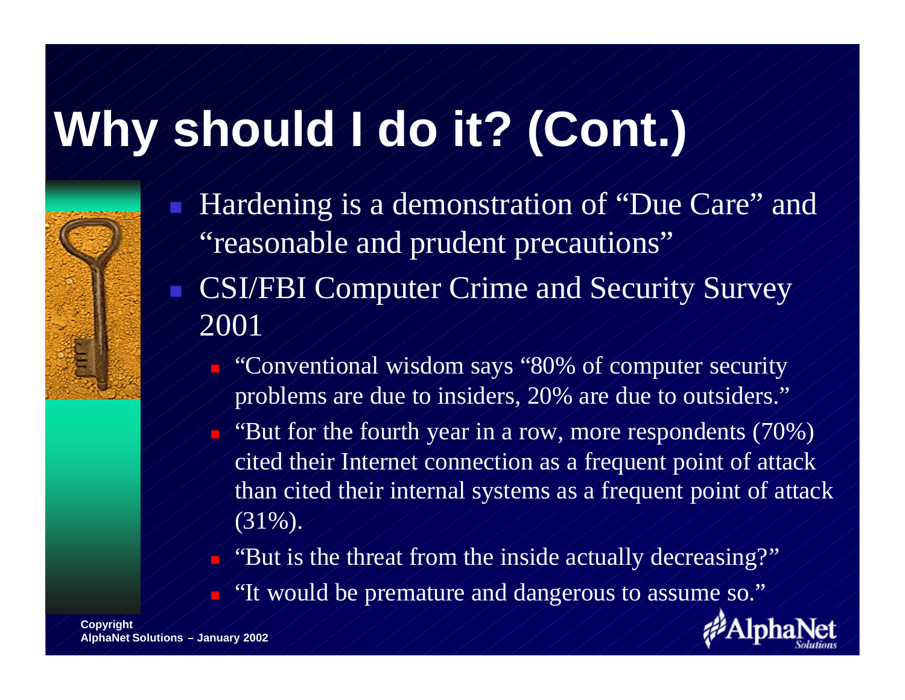# Why should I do it? (Cont.)

- Hardening is a demonstration of "Due Care" and "reasonable and prudent precautions"
- CSI/FBI Computer Crime and Security Survey 2001
  - "Conventional wisdom says "80% of computer security problems are due to insiders, 20% are due to outsiders."
  - "But for the fourth year in a row, more respondents (70%) cited their Internet connection as a frequent point of attack than cited their internal systems as a frequent point of attack (31%).
  - "But is the threat from the inside actually decreasing?"
  - "It would be premature and dangerous to assume so."

Copyright
AlphaNet Solutions – January 2002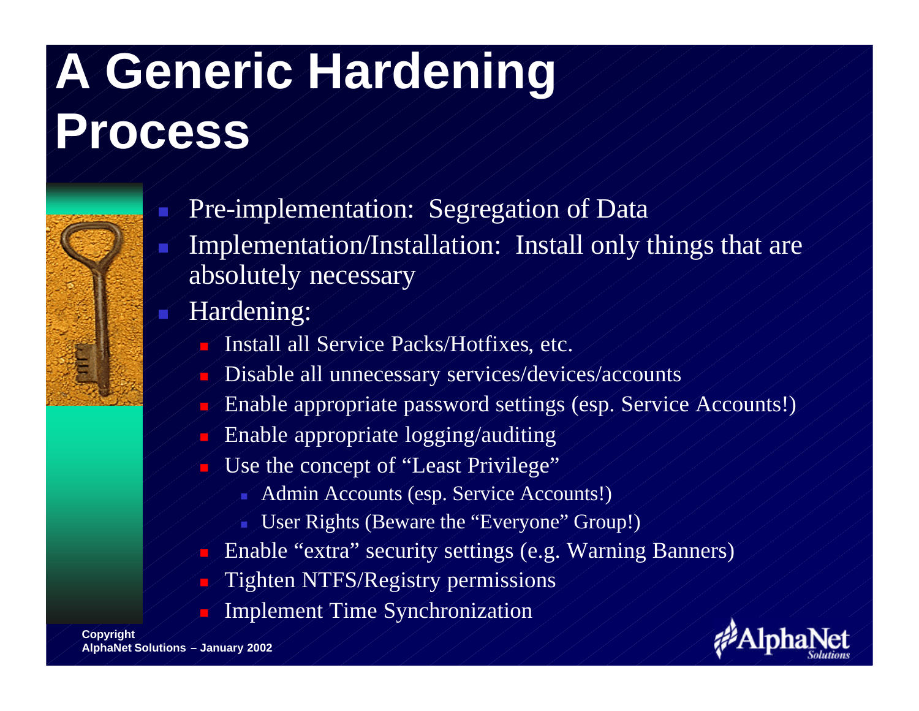# A Generic Hardening Process

- Pre-implementation: Segregation of Data
- Implementation/Installation: Install only things that are absolutely necessary
- Hardening:
  - Install all Service Packs/Hotfixes, etc.
  - Disable all unnecessary services/devices/accounts
  - Enable appropriate password settings (esp. Service Accounts!)
  - Enable appropriate logging/auditing
  - Use the concept of "Least Privilege"
    - Admin Accounts (esp. Service Accounts!)
    - User Rights (Beware the "Everyone" Group!)
  - Enable "extra" security settings (e.g. Warning Banners)
  - Tighten NTFS/Registry permissions
  - Implement Time Synchronization

Copyright
AlphaNet Solutions – January 2002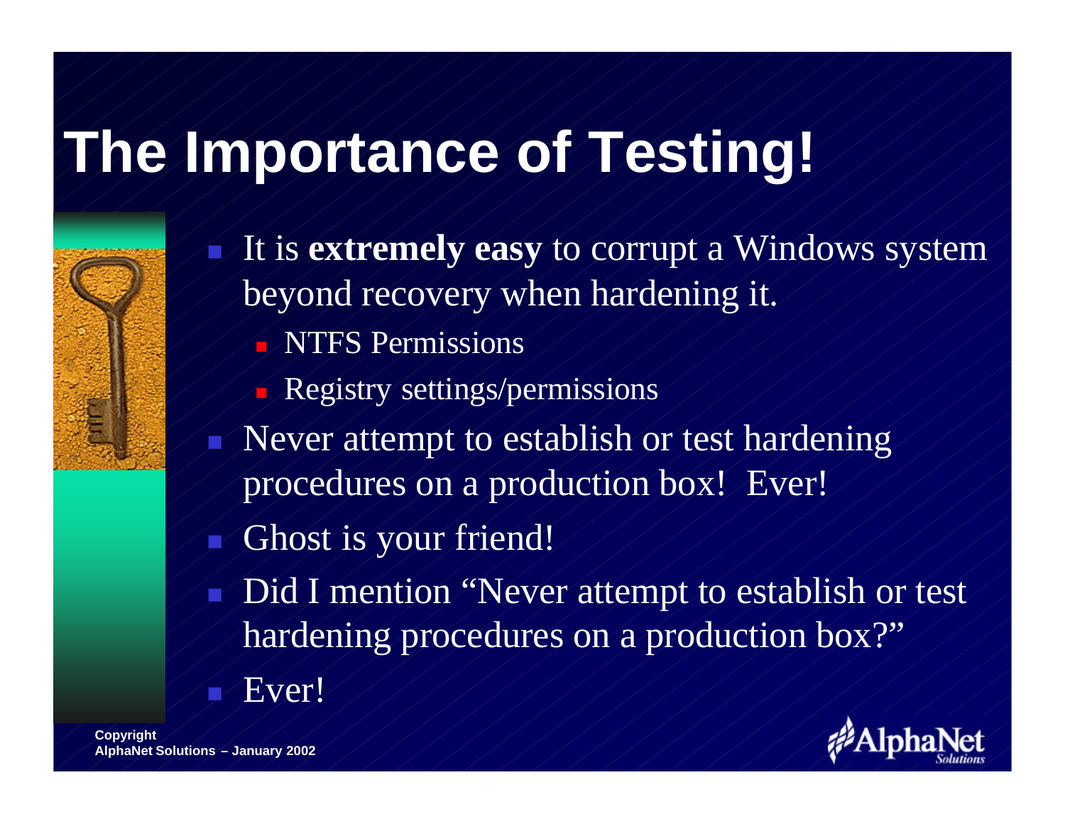# The Importance of Testing!

- It is **extremely easy** to corrupt a Windows system beyond recovery when hardening it.
  - NTFS Permissions
  - Registry settings/permissions
- Never attempt to establish or test hardening procedures on a production box! Ever!
- Ghost is your friend!
- Did I mention "Never attempt to establish or test hardening procedures on a production box?"
- Ever!

Copyright
AlphaNet Solutions – January 2002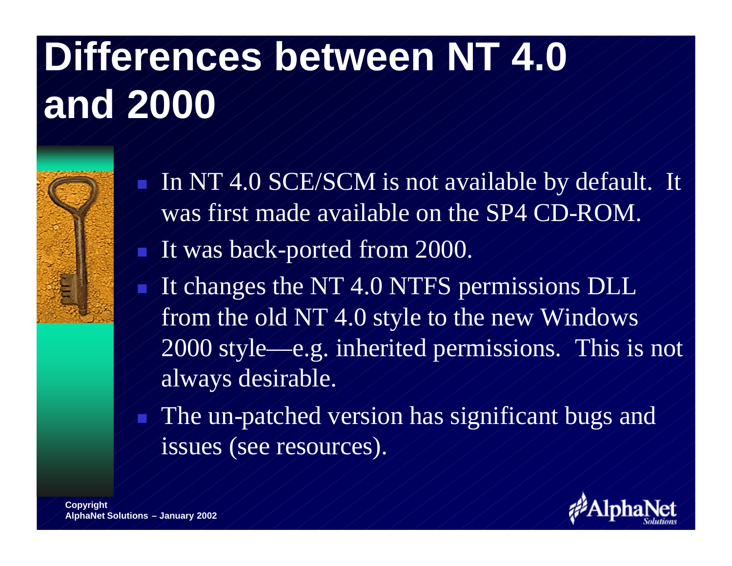# Differences between NT 4.0 and 2000

- In NT 4.0 SCE/SCM is not available by default. It was first made available on the SP4 CD-ROM.
- It was back-ported from 2000.
- It changes the NT 4.0 NTFS permissions DLL from the old NT 4.0 style to the new Windows 2000 style—e.g. inherited permissions. This is not always desirable.
- The un-patched version has significant bugs and issues (see resources).

Copyright
AlphaNet Solutions – January 2002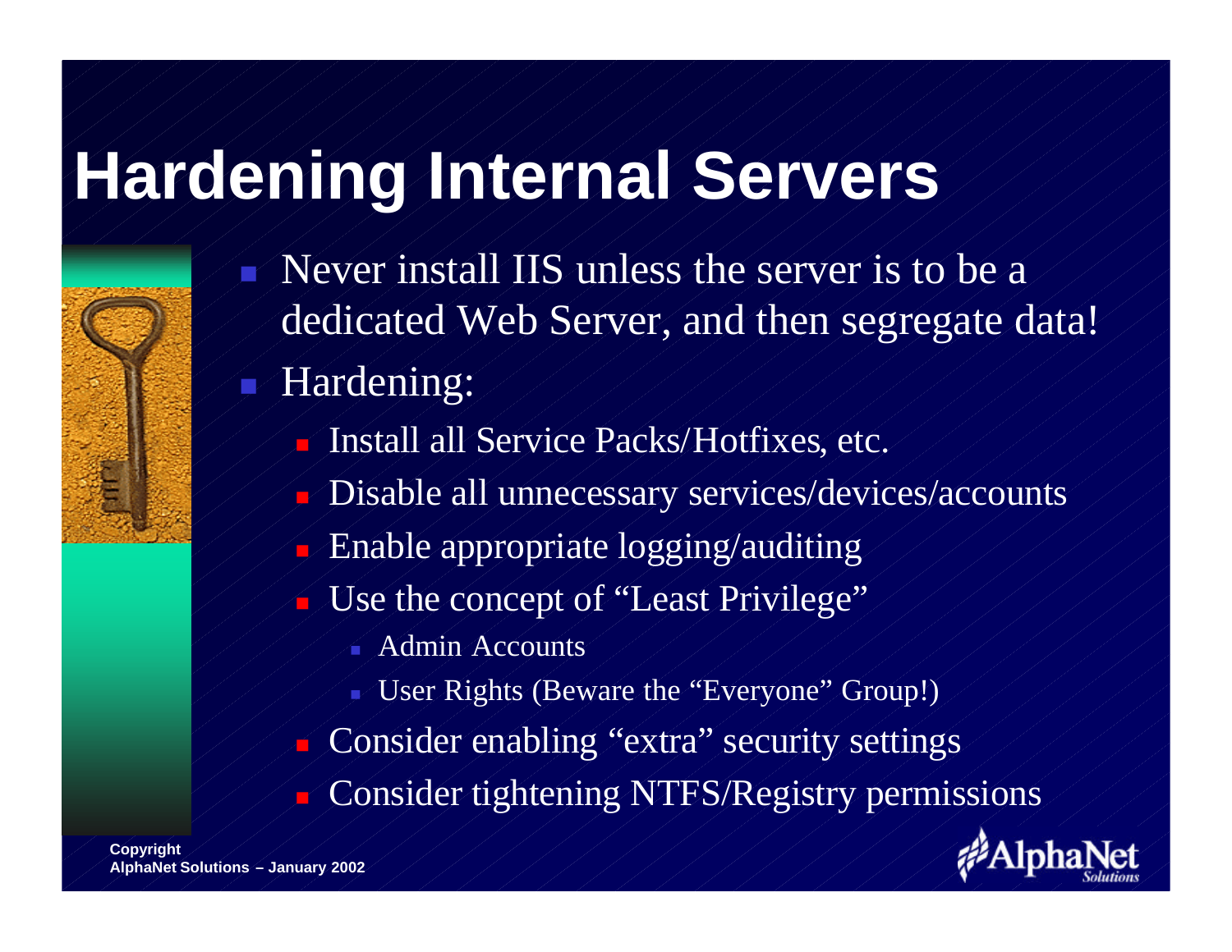# Hardening Internal Servers

- Never install IIS unless the server is to be a dedicated Web Server, and then segregate data!
- Hardening:
  - Install all Service Packs/Hotfixes, etc.
  - Disable all unnecessary services/devices/accounts
  - Enable appropriate logging/auditing
  - Use the concept of "Least Privilege"
    - Admin Accounts
    - User Rights (Beware the "Everyone" Group!)
  - Consider enabling "extra" security settings
  - Consider tightening NTFS/Registry permissions

Copyright
AlphaNet Solutions – January 2002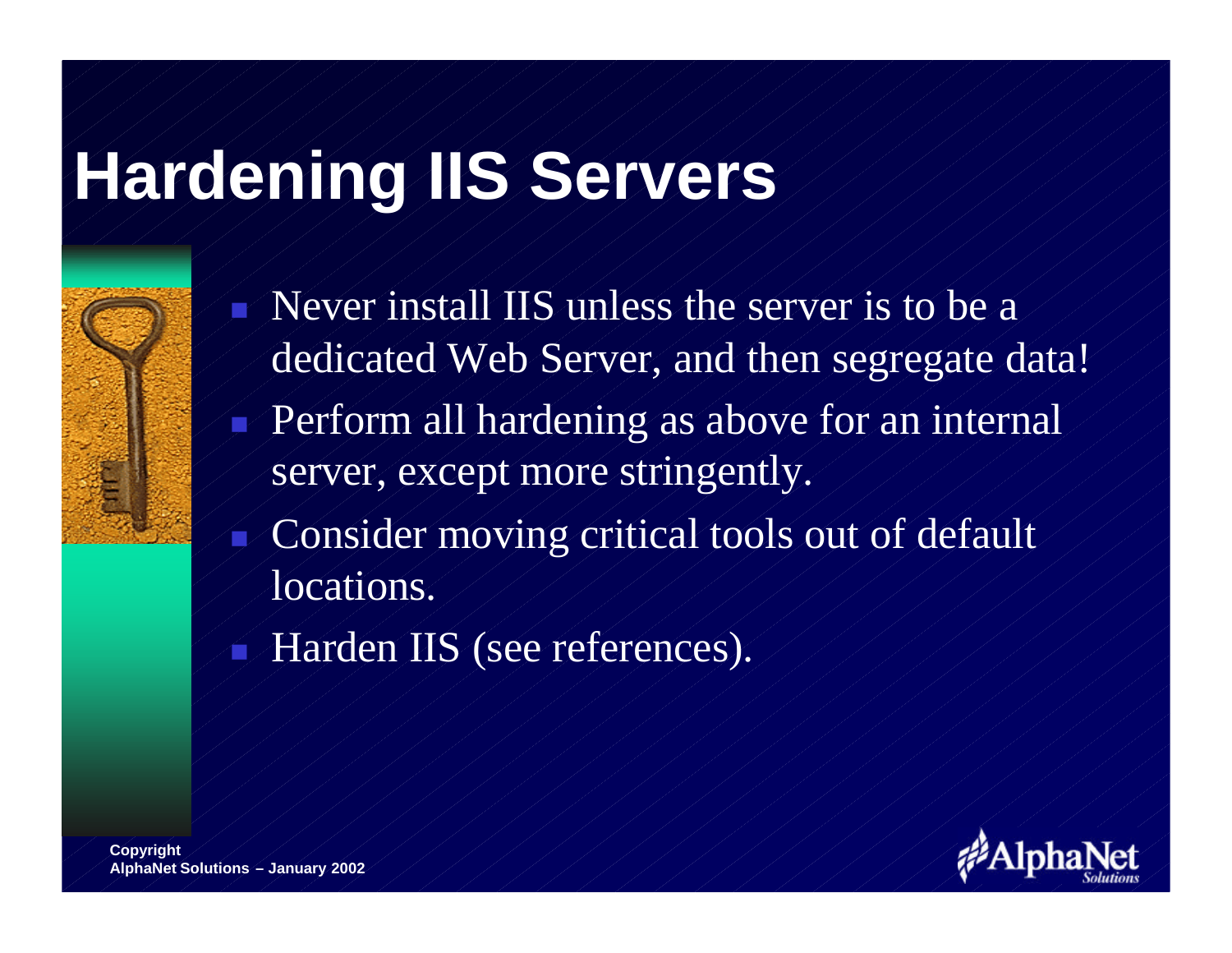# Hardening IIS Servers

- Never install IIS unless the server is to be a dedicated Web Server, and then segregate data!
- Perform all hardening as above for an internal server, except more stringently.
- Consider moving critical tools out of default locations.
- Harden IIS (see references).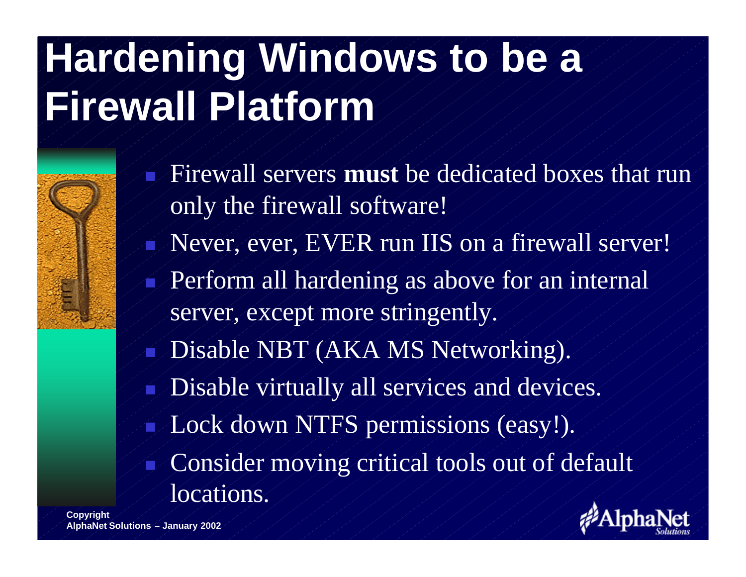# Hardening Windows to be a Firewall Platform

- Firewall servers **must** be dedicated boxes that run only the firewall software!
- Never, ever, EVER run IIS on a firewall server!
- Perform all hardening as above for an internal server, except more stringently.
- Disable NBT (AKA MS Networking).
- Disable virtually all services and devices.
- Lock down NTFS permissions (easy!).
- Consider moving critical tools out of default locations.

Copyright
AlphaNet Solutions – January 2002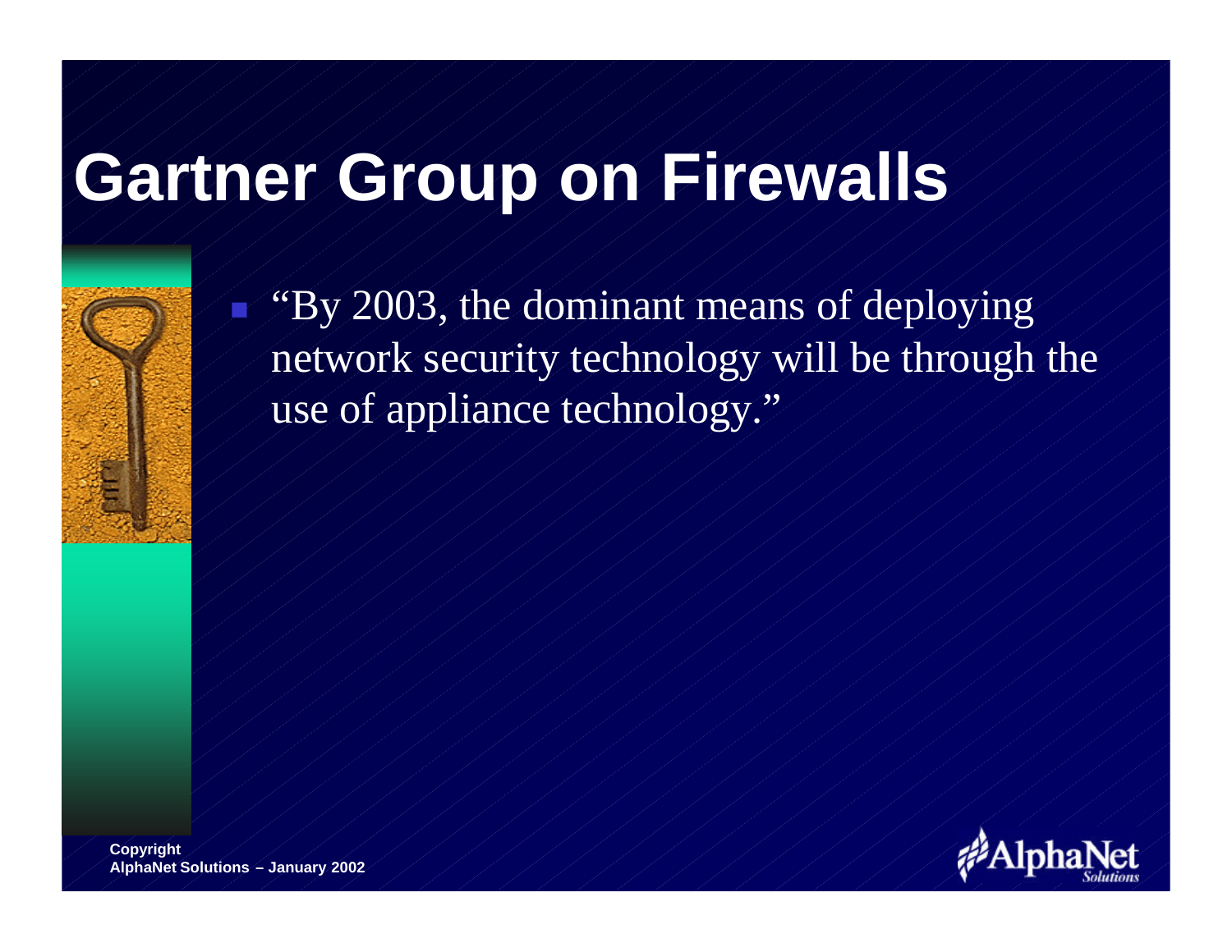# Gartner Group on Firewalls

- "By 2003, the dominant means of deploying network security technology will be through the use of appliance technology."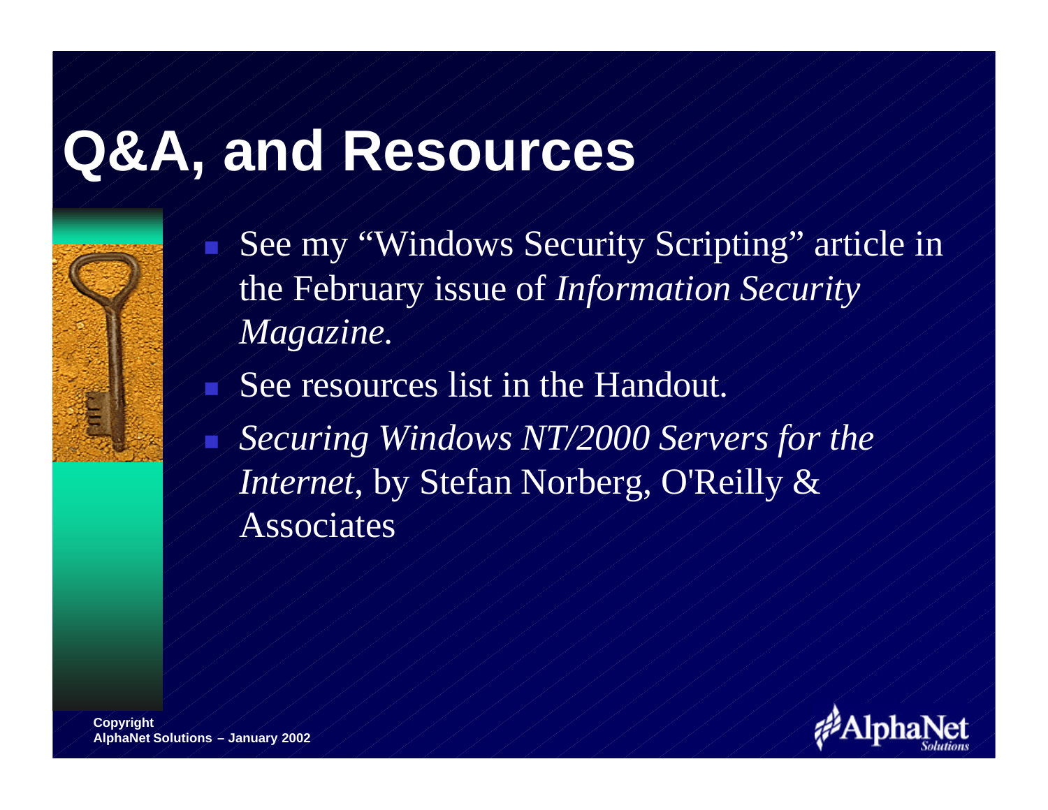# Q&A, and Resources

- See my “Windows Security Scripting” article in the February issue of *Information Security Magazine.*
- See resources list in the Handout.
- *Securing Windows NT/2000 Servers for the Internet*, by Stefan Norberg, O'Reilly & Associates

Copyright
AlphaNet Solutions – January 2002